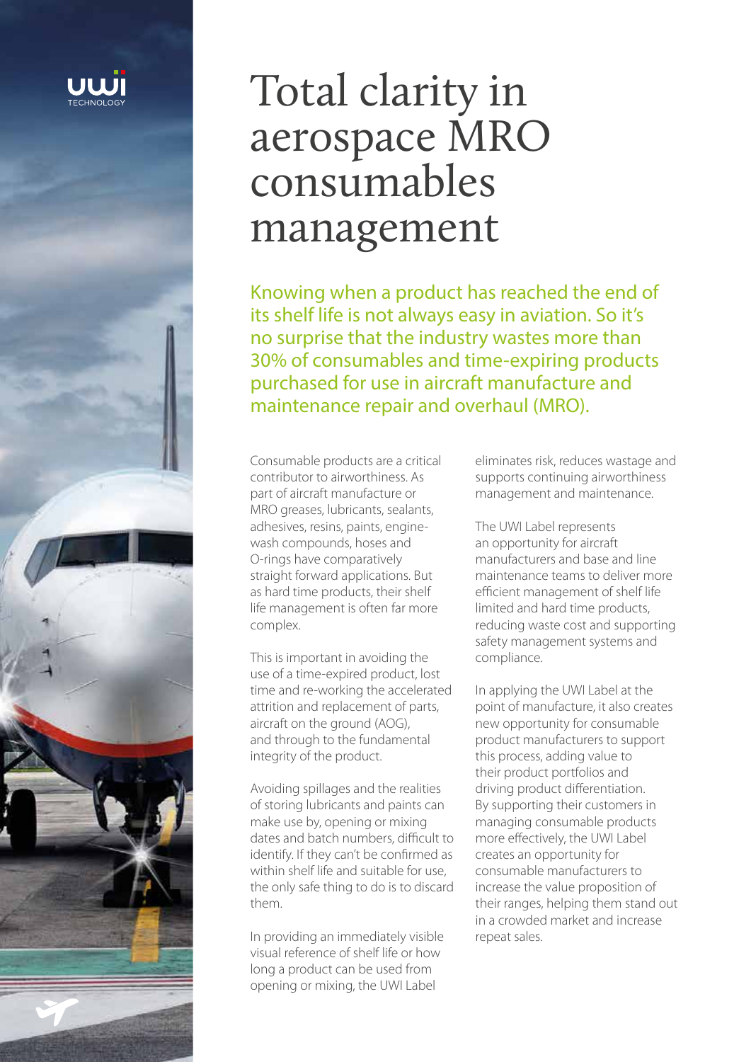# Total clarity in aerospace MRO consumables management

Knowing when a product has reached the end of its shelf life is not always easy in aviation. So it's no surprise that the industry wastes more than 30% of consumables and time-expiring products purchased for use in aircraft manufacture and maintenance repair and overhaul (MRO).

Consumable products are a critical contributor to airworthiness. As part of aircraft manufacture or MRO greases, lubricants, sealants, adhesives, resins, paints, engine-wash compounds, hoses and O-rings have comparatively straight forward applications. But as hard time products, their shelf life management is often far more complex.

This is important in avoiding the use of a time-expired product, lost time and re-working the accelerated attrition and replacement of parts, aircraft on the ground (AOG), and through to the fundamental integrity of the product.

Avoiding spillages and the realities of storing lubricants and paints can make use by, opening or mixing dates and batch numbers, difficult to identify. If they can't be confirmed as within shelf life and suitable for use, the only safe thing to do is to discard them.

In providing an immediately visible visual reference of shelf life or how long a product can be used from opening or mixing, the UWI Label eliminates risk, reduces wastage and supports continuing airworthiness management and maintenance.

The UWI Label represents an opportunity for aircraft manufacturers and base and line maintenance teams to deliver more efficient management of shelf life limited and hard time products, reducing waste cost and supporting safety management systems and compliance.

In applying the UWI Label at the point of manufacture, it also creates new opportunity for consumable product manufacturers to support this process, adding value to their product portfolios and driving product differentiation. By supporting their customers in managing consumable products more effectively, the UWI Label creates an opportunity for consumable manufacturers to increase the value proposition of their ranges, helping them stand out in a crowded market and increase repeat sales.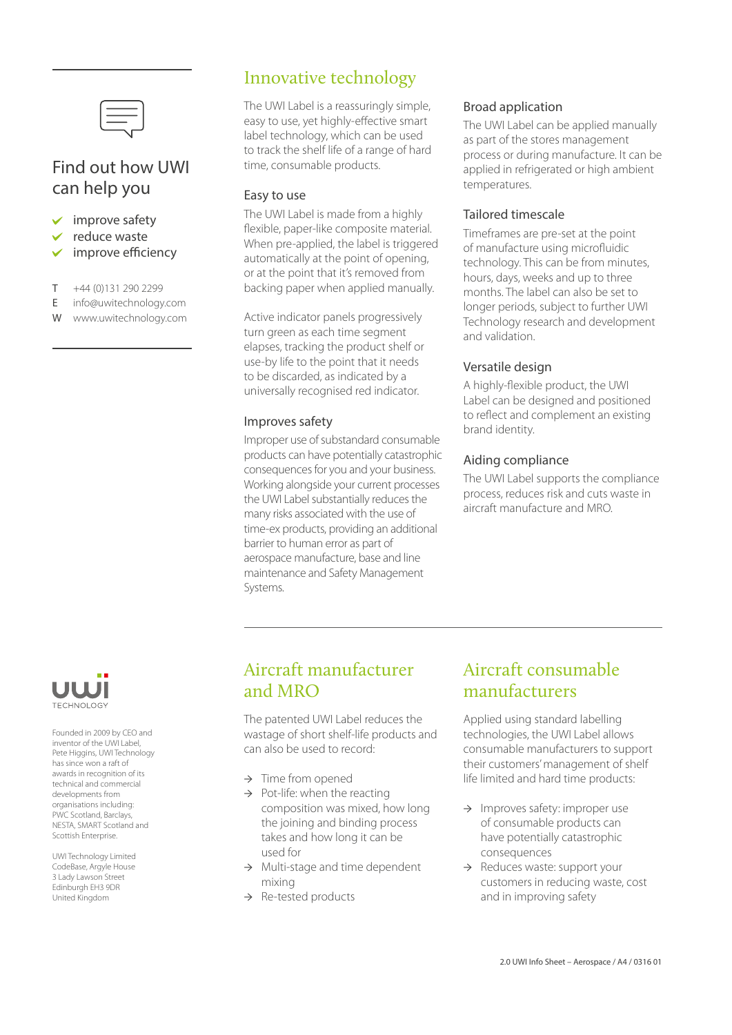## Find out how UWI can help you

- improve safety
- reduce waste
- improve efficiency

T +44 (0)131 290 2299
E info@uwitechnology.com
W www.uwitechnology.com

# Innovative technology

The UWI Label is a reassuringly simple, easy to use, yet highly-effective smart label technology, which can be used to track the shelf life of a range of hard time, consumable products.

### Easy to use

The UWI Label is made from a highly flexible, paper-like composite material. When pre-applied, the label is triggered automatically at the point of opening, or at the point that it's removed from backing paper when applied manually.

Active indicator panels progressively turn green as each time segment elapses, tracking the product shelf or use-by life to the point that it needs to be discarded, as indicated by a universally recognised red indicator.

### Improves safety

Improper use of substandard consumable products can have potentially catastrophic consequences for you and your business. Working alongside your current processes the UWI Label substantially reduces the many risks associated with the use of time-ex products, providing an additional barrier to human error as part of aerospace manufacture, base and line maintenance and Safety Management Systems.

### Broad application

The UWI Label can be applied manually as part of the stores management process or during manufacture. It can be applied in refrigerated or high ambient temperatures.

### Tailored timescale

Timeframes are pre-set at the point of manufacture using microfluidic technology. This can be from minutes, hours, days, weeks and up to three months. The label can also be set to longer periods, subject to further UWI Technology research and development and validation.

### Versatile design

A highly-flexible product, the UWI Label can be designed and positioned to reflect and complement an existing brand identity.

### Aiding compliance

The UWI Label supports the compliance process, reduces risk and cuts waste in aircraft manufacture and MRO.

# Aircraft manufacturer and MRO

The patented UWI Label reduces the wastage of short shelf-life products and can also be used to record:

- Time from opened
- Pot-life: when the reacting composition was mixed, how long the joining and binding process takes and how long it can be used for
- Multi-stage and time dependent mixing
- Re-tested products

# Aircraft consumable manufacturers

Applied using standard labelling technologies, the UWI Label allows consumable manufacturers to support their customers' management of shelf life limited and hard time products:

- Improves safety: improper use of consumable products can have potentially catastrophic consequences
- Reduces waste: support your customers in reducing waste, cost and in improving safety

UWI TECHNOLOGY

Founded in 2009 by CEO and inventor of the UWI Label, Pete Higgins, UWI Technology has since won a raft of awards in recognition of its technical and commercial developments from organisations including: PWC Scotland, Barclays, NESTA, SMART Scotland and Scottish Enterprise.

UWI Technology Limited
CodeBase, Argyle House
3 Lady Lawson Street
Edinburgh EH3 9DR
United Kingdom

2.0 UWI Info Sheet – Aerospace / A4 / 0316 01